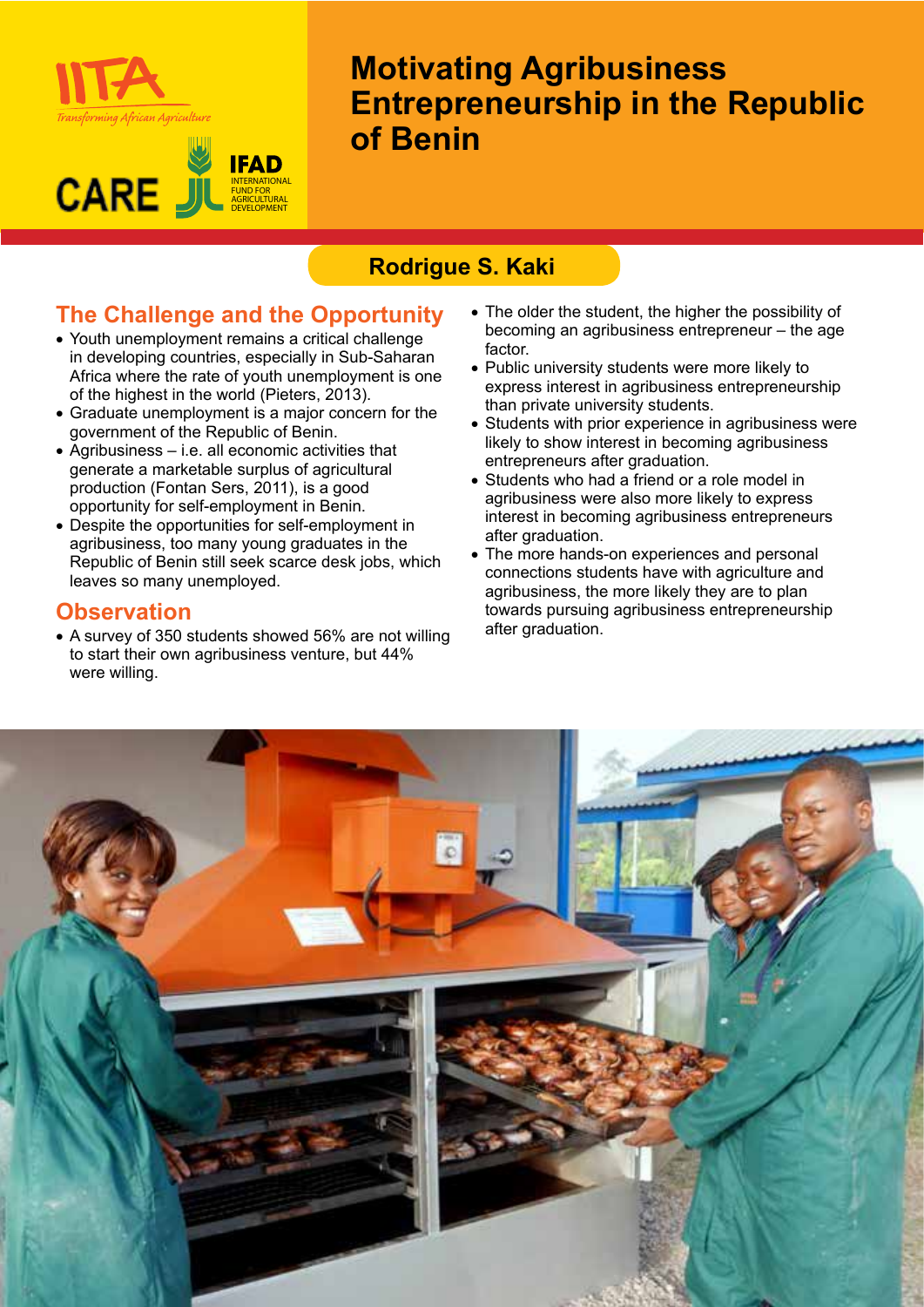IITA Transforming African Agriculture

CARE IFAD INTERNATIONAL FUND FOR AGRICULTURAL DEVELOPMENT

# Motivating Agribusiness Entrepreneurship in the Republic of Benin

**Rodrigue S. Kaki**

## The Challenge and the Opportunity

- Youth unemployment remains a critical challenge in developing countries, especially in Sub-Saharan Africa where the rate of youth unemployment is one of the highest in the world (Pieters, 2013).
- Graduate unemployment is a major concern for the government of the Republic of Benin.
- Agribusiness – i.e. all economic activities that generate a marketable surplus of agricultural production (Fontan Sers, 2011), is a good opportunity for self-employment in Benin.
- Despite the opportunities for self-employment in agribusiness, too many young graduates in the Republic of Benin still seek scarce desk jobs, which leaves so many unemployed.

## Observation

- A survey of 350 students showed 56% are not willing to start their own agribusiness venture, but 44% were willing.
- The older the student, the higher the possibility of becoming an agribusiness entrepreneur – the age factor.
- Public university students were more likely to express interest in agribusiness entrepreneurship than private university students.
- Students with prior experience in agribusiness were likely to show interest in becoming agribusiness entrepreneurs after graduation.
- Students who had a friend or a role model in agribusiness were also more likely to express interest in becoming agribusiness entrepreneurs after graduation.
- The more hands-on experiences and personal connections students have with agriculture and agribusiness, the more likely they are to plan towards pursuing agribusiness entrepreneurship after graduation.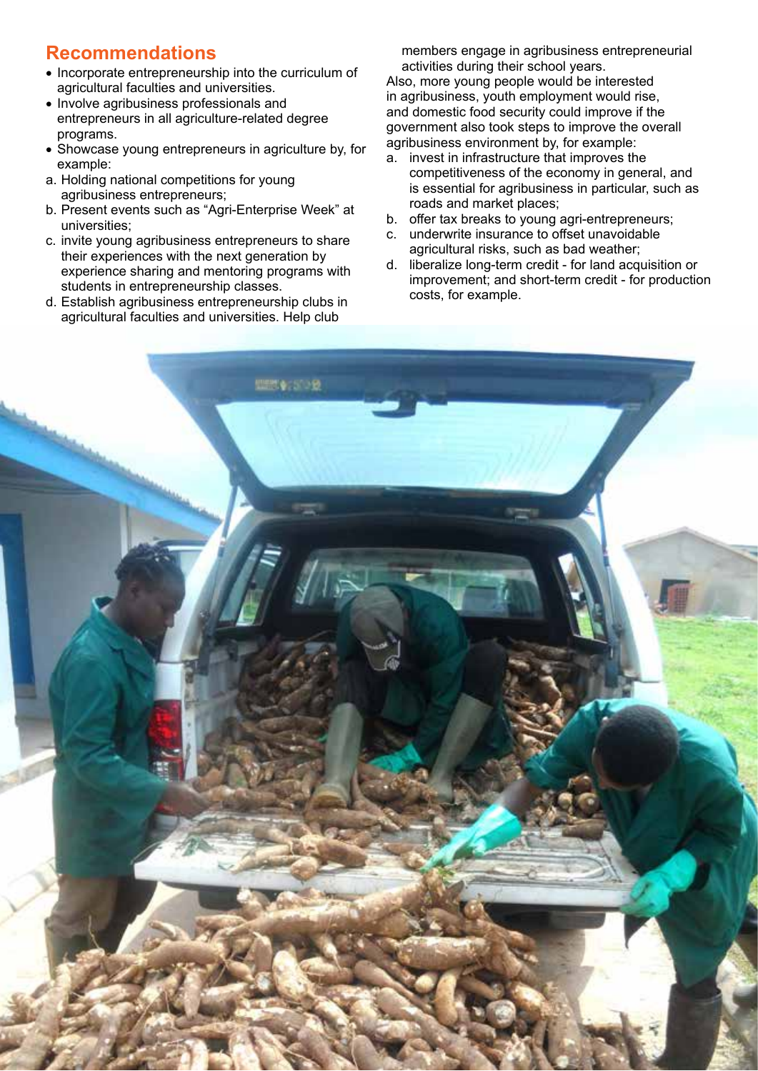## Recommendations

- Incorporate entrepreneurship into the curriculum of agricultural faculties and universities.
- Involve agribusiness professionals and entrepreneurs in all agriculture-related degree programs.
- Showcase young entrepreneurs in agriculture by, for example:

a. Holding national competitions for young agribusiness entrepreneurs;

b. Present events such as "Agri-Enterprise Week" at universities;

c. invite young agribusiness entrepreneurs to share their experiences with the next generation by experience sharing and mentoring programs with students in entrepreneurship classes.

d. Establish agribusiness entrepreneurship clubs in agricultural faculties and universities. Help club members engage in agribusiness entrepreneurial activities during their school years.

Also, more young people would be interested in agribusiness, youth employment would rise, and domestic food security could improve if the government also took steps to improve the overall agribusiness environment by, for example:

a. invest in infrastructure that improves the competitiveness of the economy in general, and is essential for agribusiness in particular, such as roads and market places;

b. offer tax breaks to young agri-entrepreneurs;

c. underwrite insurance to offset unavoidable agricultural risks, such as bad weather;

d. liberalize long-term credit - for land acquisition or improvement; and short-term credit - for production costs, for example.